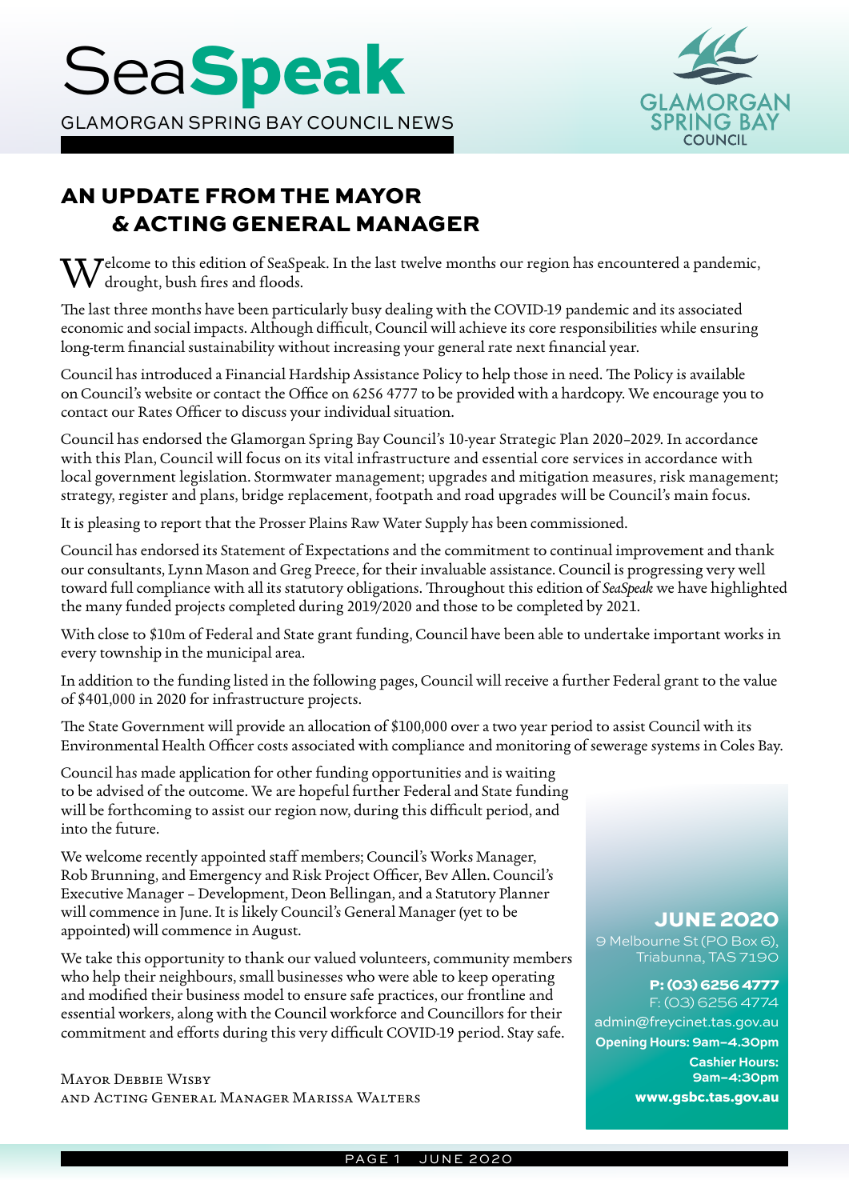# SeaSpeak

GLAMORGAN SPRING BAY COUNCIL NEWS

## AN UPDATE FROM THE MAYOR & ACTING GENERAL MANAGER

Welcome to this edition of SeaSpeak. In the last twelve months our region has encountered a pandemic, drought, bush fires and floods.

The last three months have been particularly busy dealing with the COVID-19 pandemic and its associated economic and social impacts. Although difficult, Council will achieve its core responsibilities while ensuring long-term financial sustainability without increasing your general rate next financial year.

Council has introduced a Financial Hardship Assistance Policy to help those in need. The Policy is available on Council's website or contact the Office on 6256 4777 to be provided with a hardcopy. We encourage you to contact our Rates Officer to discuss your individual situation.

Council has endorsed the Glamorgan Spring Bay Council's 10-year Strategic Plan 2020–2029. In accordance with this Plan, Council will focus on its vital infrastructure and essential core services in accordance with local government legislation. Stormwater management; upgrades and mitigation measures, risk management; strategy, register and plans, bridge replacement, footpath and road upgrades will be Council's main focus.

It is pleasing to report that the Prosser Plains Raw Water Supply has been commissioned.

Council has endorsed its Statement of Expectations and the commitment to continual improvement and thank our consultants, Lynn Mason and Greg Preece, for their invaluable assistance. Council is progressing very well toward full compliance with all its statutory obligations. Throughout this edition of *SeaSpeak* we have highlighted the many funded projects completed during 2019/2020 and those to be completed by 2021.

With close to $10m of Federal and State grant funding, Council have been able to undertake important works in every township in the municipal area.

In addition to the funding listed in the following pages, Council will receive a further Federal grant to the value of $401,000 in 2020 for infrastructure projects.

The State Government will provide an allocation of $100,000 over a two year period to assist Council with its Environmental Health Officer costs associated with compliance and monitoring of sewerage systems in Coles Bay.

Council has made application for other funding opportunities and is waiting to be advised of the outcome. We are hopeful further Federal and State funding will be forthcoming to assist our region now, during this difficult period, and into the future.

We welcome recently appointed staff members; Council's Works Manager, Rob Brunning, and Emergency and Risk Project Officer, Bev Allen. Council's Executive Manager – Development, Deon Bellingan, and a Statutory Planner will commence in June. It is likely Council's General Manager (yet to be appointed) will commence in August.

We take this opportunity to thank our valued volunteers, community members who help their neighbours, small businesses who were able to keep operating and modified their business model to ensure safe practices, our frontline and essential workers, along with the Council workforce and Councillors for their commitment and efforts during this very difficult COVID-19 period. Stay safe.

Mayor Debbie Wisby
and Acting General Manager Marissa Walters

**JUNE 2020**

9 Melbourne St (PO Box 6),
Triabunna, TAS 7190

**P: (03) 6256 4777**
F: (03) 6256 4774
admin@freycinet.tas.gov.au
**Opening Hours: 9am–4.30pm**
**Cashier Hours: 9am–4:30pm**
**www.gsbc.tas.gov.au**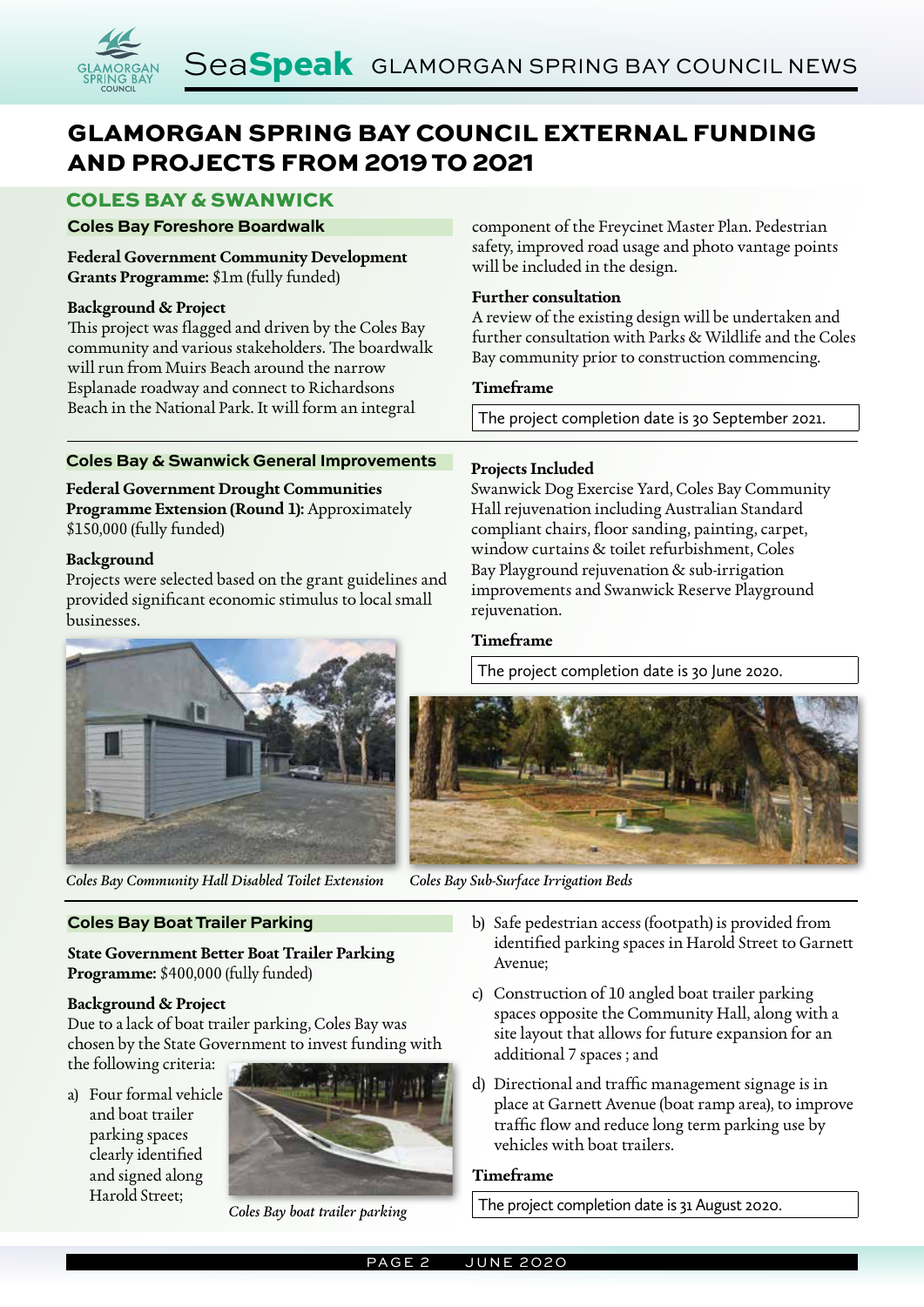# GLAMORGAN SPRING BAY COUNCIL EXTERNAL FUNDING AND PROJECTS FROM 2019 TO 2021

## COLES BAY & SWANWICK

### Coles Bay Foreshore Boardwalk

**Federal Government Community Development Grants Programme:** $1m (fully funded)

**Background & Project**

This project was flagged and driven by the Coles Bay community and various stakeholders. The boardwalk will run from Muirs Beach around the narrow Esplanade roadway and connect to Richardsons Beach in the National Park. It will form an integral component of the Freycinet Master Plan. Pedestrian safety, improved road usage and photo vantage points will be included in the design.

**Further consultation**

A review of the existing design will be undertaken and further consultation with Parks & Wildlife and the Coles Bay community prior to construction commencing.

**Timeframe**

The project completion date is 30 September 2021.

### Coles Bay & Swanwick General Improvements

**Federal Government Drought Communities Programme Extension (Round 1):** Approximately $150,000 (fully funded)

**Background**

Projects were selected based on the grant guidelines and provided significant economic stimulus to local small businesses.

**Projects Included**

Swanwick Dog Exercise Yard, Coles Bay Community Hall rejuvenation including Australian Standard compliant chairs, floor sanding, painting, carpet, window curtains & toilet refurbishment, Coles Bay Playground rejuvenation & sub-irrigation improvements and Swanwick Reserve Playground rejuvenation.

**Timeframe**

The project completion date is 30 June 2020.

*Coles Bay Community Hall Disabled Toilet Extension*

*Coles Bay Sub-Surface Irrigation Beds*

### Coles Bay Boat Trailer Parking

**State Government Better Boat Trailer Parking Programme:** $400,000 (fully funded)

**Background & Project**

Due to a lack of boat trailer parking, Coles Bay was chosen by the State Government to invest funding with the following criteria:

a) Four formal vehicle and boat trailer parking spaces clearly identified and signed along Harold Street;

*Coles Bay boat trailer parking*

b) Safe pedestrian access (footpath) is provided from identified parking spaces in Harold Street to Garnett Avenue;

c) Construction of 10 angled boat trailer parking spaces opposite the Community Hall, along with a site layout that allows for future expansion for an additional 7 spaces ; and

d) Directional and traffic management signage is in place at Garnett Avenue (boat ramp area), to improve traffic flow and reduce long term parking use by vehicles with boat trailers.

**Timeframe**

The project completion date is 31 August 2020.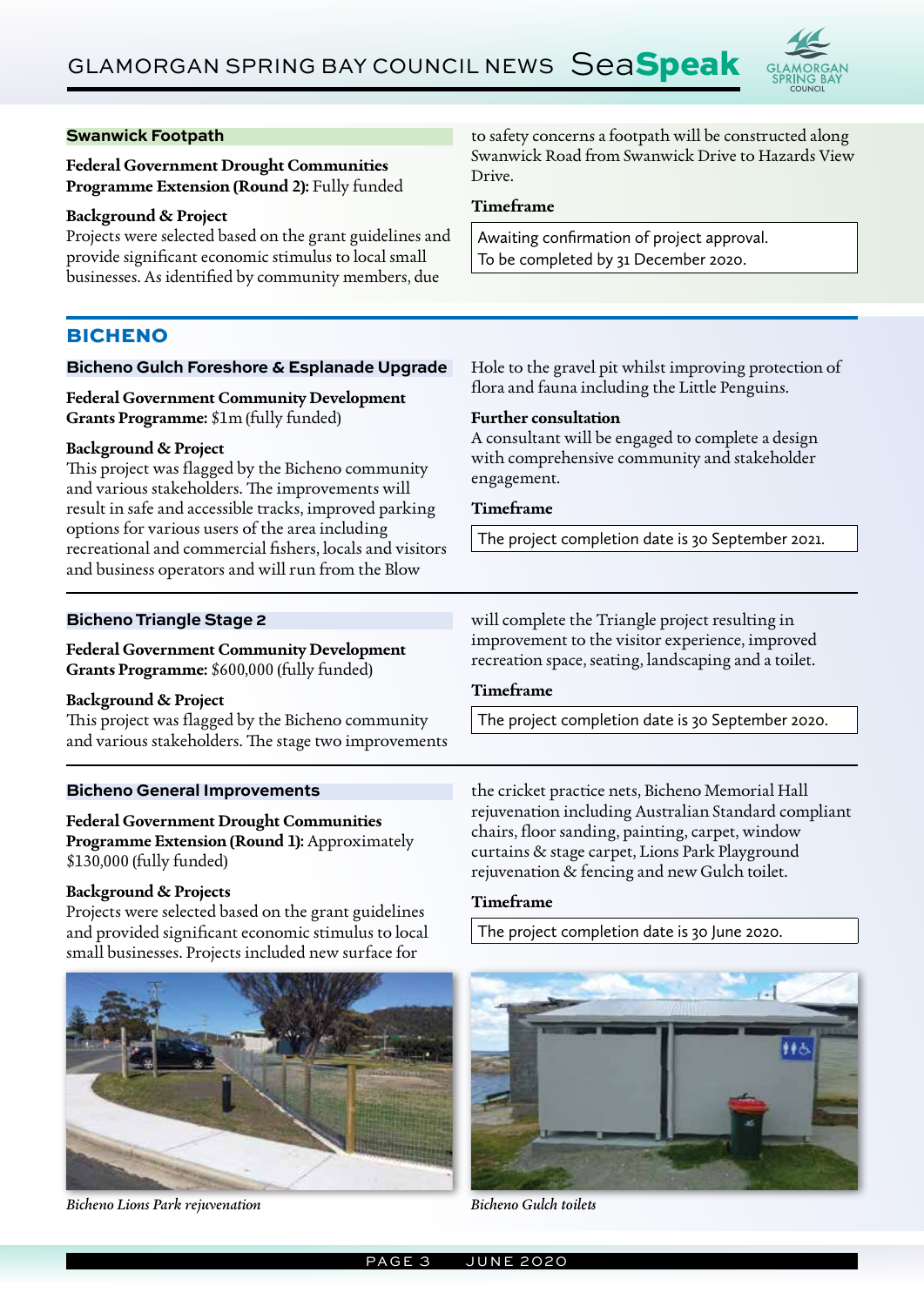### Swanwick Footpath

**Federal Government Drought Communities Programme Extension (Round 2):** Fully funded

**Background & Project**
Projects were selected based on the grant guidelines and provide significant economic stimulus to local small businesses. As identified by community members, due to safety concerns a footpath will be constructed along Swanwick Road from Swanwick Drive to Hazards View Drive.

**Timeframe**

Awaiting confirmation of project approval.
To be completed by 31 December 2020.

## BICHENO

### Bicheno Gulch Foreshore & Esplanade Upgrade

**Federal Government Community Development Grants Programme:** $1m (fully funded)

**Background & Project**
This project was flagged by the Bicheno community and various stakeholders. The improvements will result in safe and accessible tracks, improved parking options for various users of the area including recreational and commercial fishers, locals and visitors and business operators and will run from the Blow Hole to the gravel pit whilst improving protection of flora and fauna including the Little Penguins.

**Further consultation**
A consultant will be engaged to complete a design with comprehensive community and stakeholder engagement.

**Timeframe**

The project completion date is 30 September 2021.

### Bicheno Triangle Stage 2

**Federal Government Community Development Grants Programme:** $600,000 (fully funded)

**Background & Project**
This project was flagged by the Bicheno community and various stakeholders. The stage two improvements will complete the Triangle project resulting in improvement to the visitor experience, improved recreation space, seating, landscaping and a toilet.

**Timeframe**

The project completion date is 30 September 2020.

### Bicheno General Improvements

**Federal Government Drought Communities Programme Extension (Round 1):** Approximately $130,000 (fully funded)

**Background & Projects**
Projects were selected based on the grant guidelines and provided significant economic stimulus to local small businesses. Projects included new surface for the cricket practice nets, Bicheno Memorial Hall rejuvenation including Australian Standard compliant chairs, floor sanding, painting, carpet, window curtains & stage carpet, Lions Park Playground rejuvenation & fencing and new Gulch toilet.

**Timeframe**

The project completion date is 30 June 2020.

*Bicheno Lions Park rejuvenation*

*Bicheno Gulch toilets*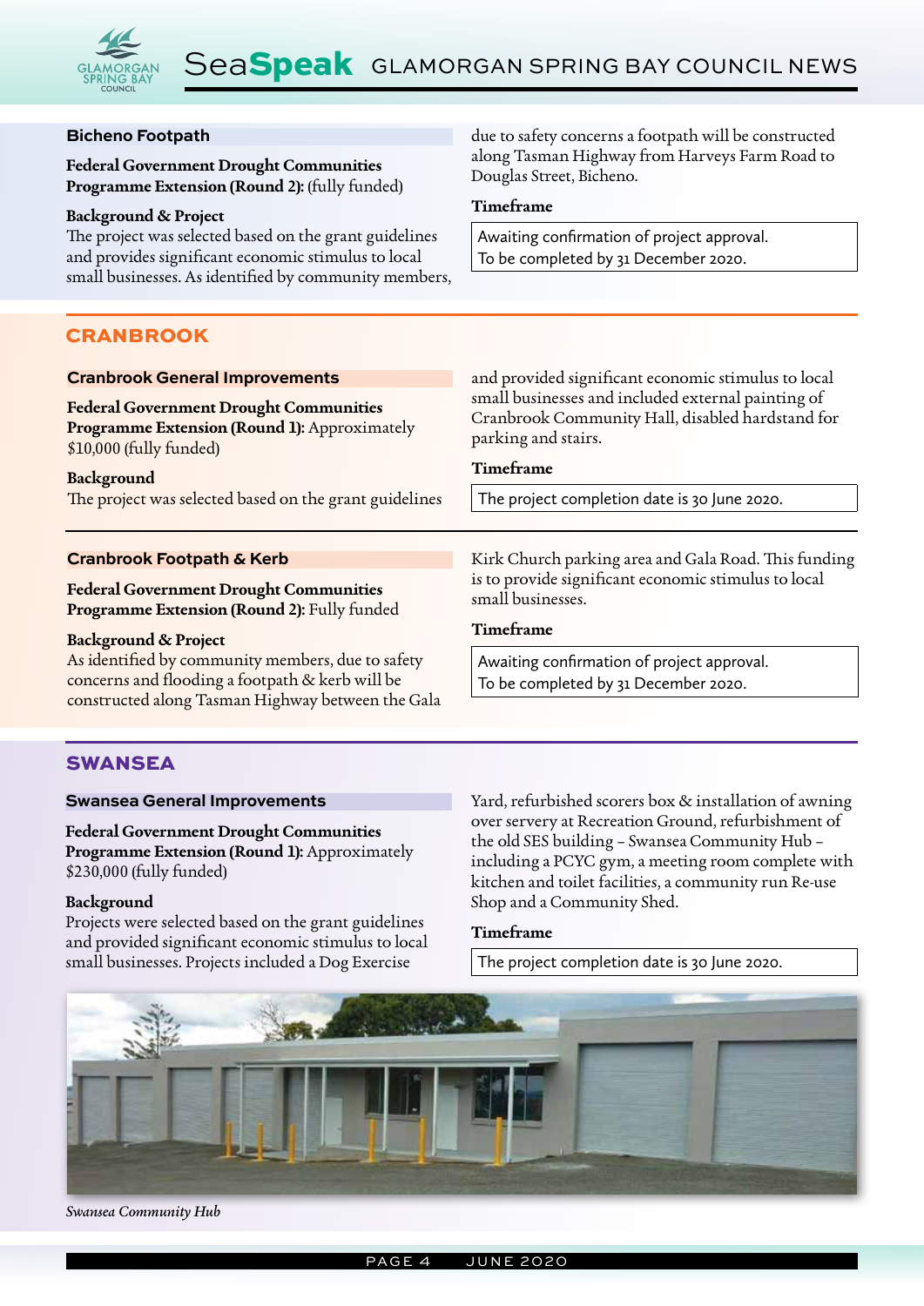### Bicheno Footpath

**Federal Government Drought Communities Programme Extension (Round 2):** (fully funded)

**Background & Project**
The project was selected based on the grant guidelines and provides significant economic stimulus to local small businesses. As identified by community members, due to safety concerns a footpath will be constructed along Tasman Highway from Harveys Farm Road to Douglas Street, Bicheno.

**Timeframe**

Awaiting confirmation of project approval.
To be completed by 31 December 2020.

## CRANBROOK

### Cranbrook General Improvements

**Federal Government Drought Communities Programme Extension (Round 1):** Approximately $10,000 (fully funded)

**Background**
The project was selected based on the grant guidelines and provided significant economic stimulus to local small businesses and included external painting of Cranbrook Community Hall, disabled hardstand for parking and stairs.

**Timeframe**

The project completion date is 30 June 2020.

### Cranbrook Footpath & Kerb

**Federal Government Drought Communities Programme Extension (Round 2):** Fully funded

**Background & Project**
As identified by community members, due to safety concerns and flooding a footpath & kerb will be constructed along Tasman Highway between the Gala Kirk Church parking area and Gala Road. This funding is to provide significant economic stimulus to local small businesses.

**Timeframe**

Awaiting confirmation of project approval.
To be completed by 31 December 2020.

## SWANSEA

### Swansea General Improvements

**Federal Government Drought Communities Programme Extension (Round 1):** Approximately $230,000 (fully funded)

**Background**
Projects were selected based on the grant guidelines and provided significant economic stimulus to local small businesses. Projects included a Dog Exercise Yard, refurbished scorers box & installation of awning over servery at Recreation Ground, refurbishment of the old SES building – Swansea Community Hub – including a PCYC gym, a meeting room complete with kitchen and toilet facilities, a community run Re-use Shop and a Community Shed.

**Timeframe**

The project completion date is 30 June 2020.

*Swansea Community Hub*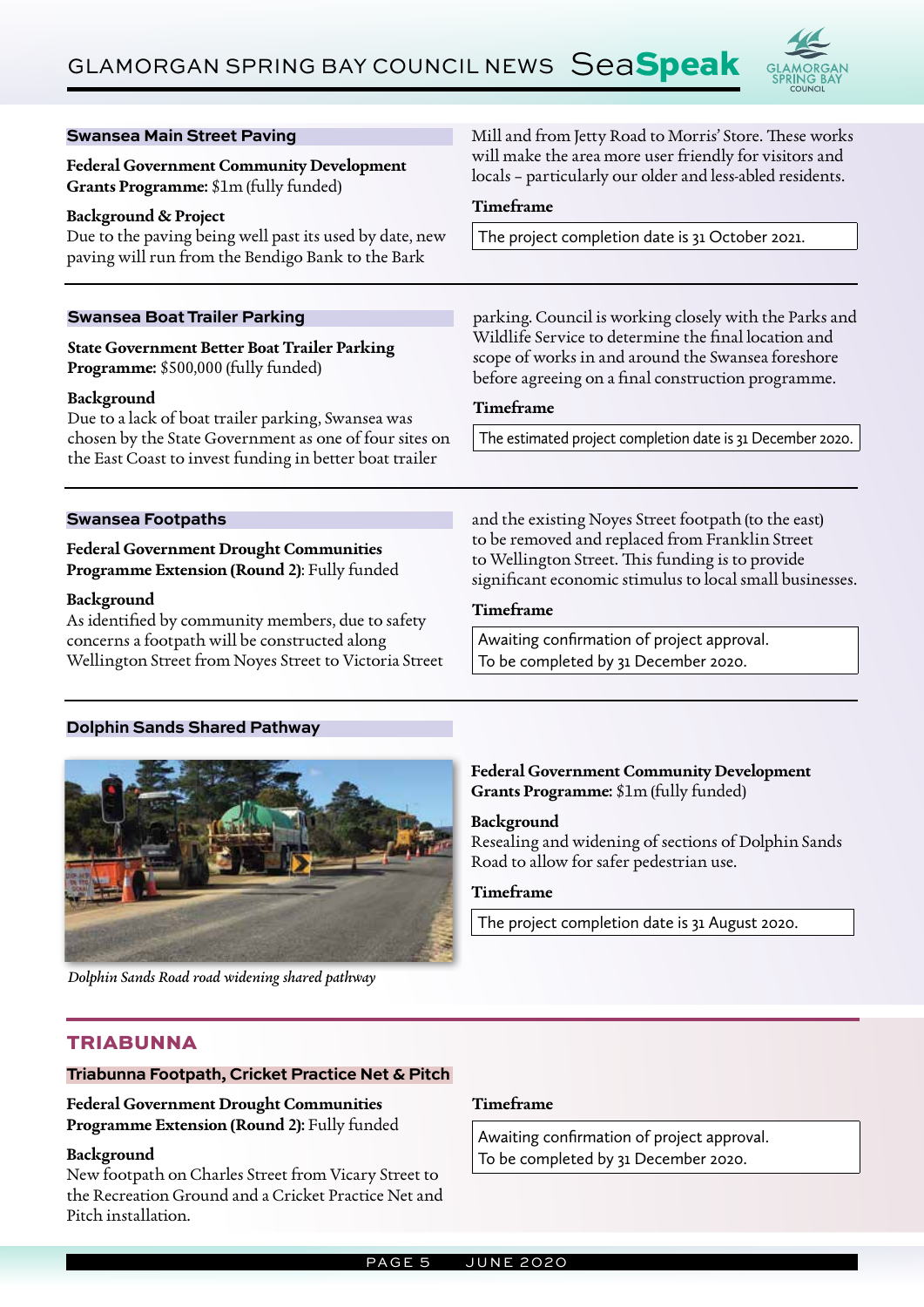### Swansea Main Street Paving

**Federal Government Community Development Grants Programme:** $1m (fully funded)

**Background & Project**
Due to the paving being well past its used by date, new paving will run from the Bendigo Bank to the Bark Mill and from Jetty Road to Morris' Store. These works will make the area more user friendly for visitors and locals – particularly our older and less-abled residents.

**Timeframe**

The project completion date is 31 October 2021.

### Swansea Boat Trailer Parking

**State Government Better Boat Trailer Parking Programme:** $500,000 (fully funded)

**Background**
Due to a lack of boat trailer parking, Swansea was chosen by the State Government as one of four sites on the East Coast to invest funding in better boat trailer parking. Council is working closely with the Parks and Wildlife Service to determine the final location and scope of works in and around the Swansea foreshore before agreeing on a final construction programme.

**Timeframe**

The estimated project completion date is 31 December 2020.

### Swansea Footpaths

**Federal Government Drought Communities Programme Extension (Round 2)**: Fully funded

**Background**
As identified by community members, due to safety concerns a footpath will be constructed along Wellington Street from Noyes Street to Victoria Street and the existing Noyes Street footpath (to the east) to be removed and replaced from Franklin Street to Wellington Street. This funding is to provide significant economic stimulus to local small businesses.

**Timeframe**

Awaiting confirmation of project approval.
To be completed by 31 December 2020.

### Dolphin Sands Shared Pathway

*Dolphin Sands Road road widening shared pathway*

**Federal Government Community Development Grants Programme:** $1m (fully funded)

**Background**
Resealing and widening of sections of Dolphin Sands Road to allow for safer pedestrian use.

**Timeframe**

The project completion date is 31 August 2020.

## TRIABUNNA

### Triabunna Footpath, Cricket Practice Net & Pitch

**Federal Government Drought Communities Programme Extension (Round 2):** Fully funded

**Background**
New footpath on Charles Street from Vicary Street to the Recreation Ground and a Cricket Practice Net and Pitch installation.

**Timeframe**

Awaiting confirmation of project approval.
To be completed by 31 December 2020.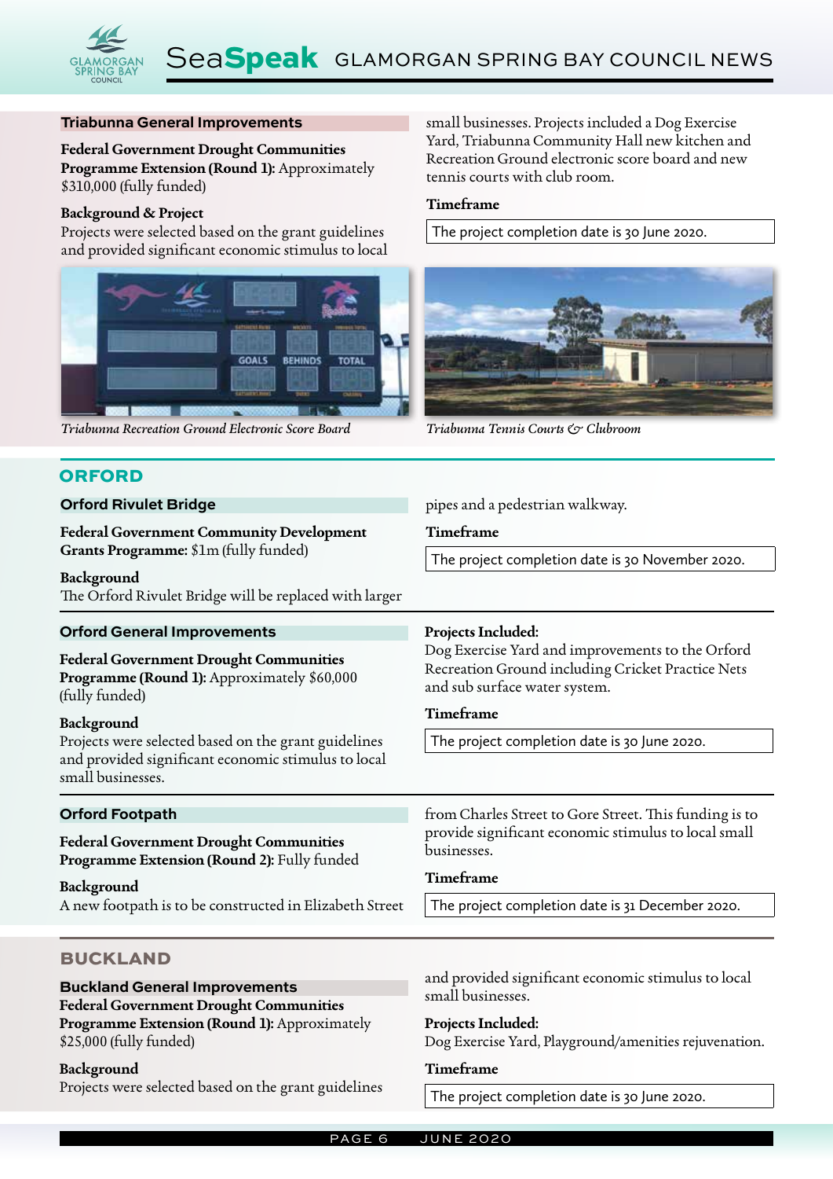### Triabunna General Improvements

**Federal Government Drought Communities Programme Extension (Round 1):** Approximately $310,000 (fully funded)

**Background & Project**

Projects were selected based on the grant guidelines and provided significant economic stimulus to local small businesses. Projects included a Dog Exercise Yard, Triabunna Community Hall new kitchen and Recreation Ground electronic score board and new tennis courts with club room.

**Timeframe**

The project completion date is 30 June 2020.

*Triabunna Recreation Ground Electronic Score Board*

*Triabunna Tennis Courts & Clubroom*

## ORFORD

### Orford Rivulet Bridge

**Federal Government Community Development Grants Programme:** $1m (fully funded)

**Background**

The Orford Rivulet Bridge will be replaced with larger pipes and a pedestrian walkway.

**Timeframe**

The project completion date is 30 November 2020.

### Orford General Improvements

**Federal Government Drought Communities Programme (Round 1):** Approximately $60,000 (fully funded)

**Background**

Projects were selected based on the grant guidelines and provided significant economic stimulus to local small businesses.

**Projects Included:**

Dog Exercise Yard and improvements to the Orford Recreation Ground including Cricket Practice Nets and sub surface water system.

**Timeframe**

The project completion date is 30 June 2020.

### Orford Footpath

**Federal Government Drought Communities Programme Extension (Round 2):** Fully funded

**Background**

A new footpath is to be constructed in Elizabeth Street from Charles Street to Gore Street. This funding is to provide significant economic stimulus to local small businesses.

**Timeframe**

The project completion date is 31 December 2020.

## BUCKLAND

### Buckland General Improvements

**Federal Government Drought Communities Programme Extension (Round 1):** Approximately $25,000 (fully funded)

**Background**

Projects were selected based on the grant guidelines and provided significant economic stimulus to local small businesses.

**Projects Included:**

Dog Exercise Yard, Playground/amenities rejuvenation.

**Timeframe**

The project completion date is 30 June 2020.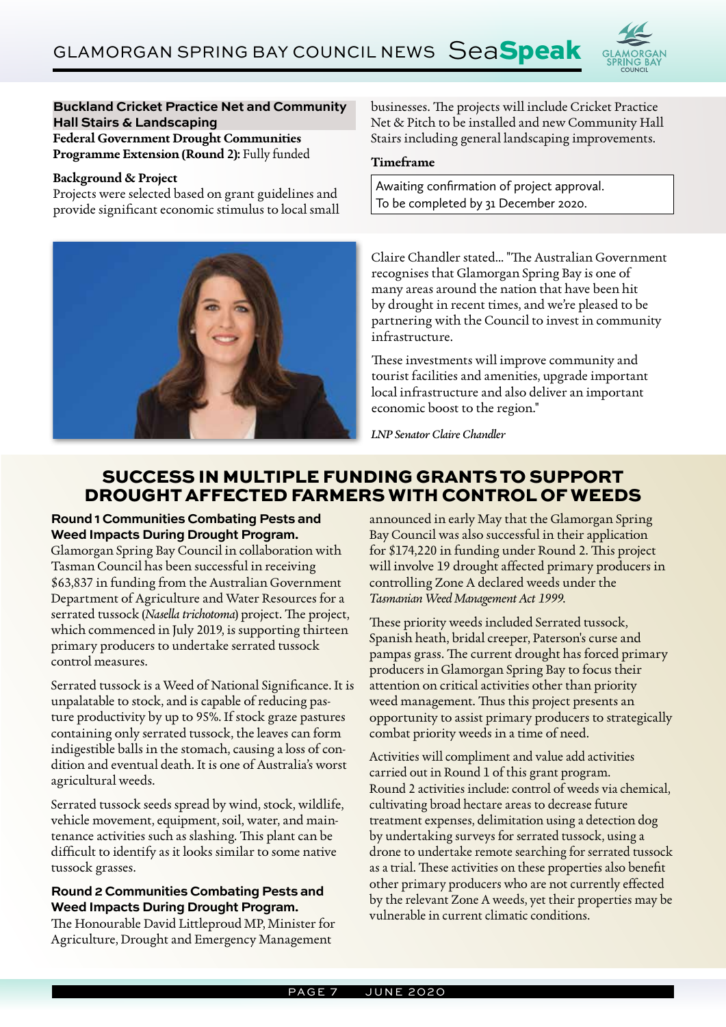### Buckland Cricket Practice Net and Community Hall Stairs & Landscaping

**Federal Government Drought Communities Programme Extension (Round 2):** Fully funded

**Background & Project**

Projects were selected based on grant guidelines and provide significant economic stimulus to local small businesses. The projects will include Cricket Practice Net & Pitch to be installed and new Community Hall Stairs including general landscaping improvements.

**Timeframe**

Awaiting confirmation of project approval.
To be completed by 31 December 2020.

Claire Chandler stated... "The Australian Government recognises that Glamorgan Spring Bay is one of many areas around the nation that have been hit by drought in recent times, and we're pleased to be partnering with the Council to invest in community infrastructure.

These investments will improve community and tourist facilities and amenities, upgrade important local infrastructure and also deliver an important economic boost to the region."

*LNP Senator Claire Chandler*

## SUCCESS IN MULTIPLE FUNDING GRANTS TO SUPPORT DROUGHT AFFECTED FARMERS WITH CONTROL OF WEEDS

**Round 1 Communities Combating Pests and Weed Impacts During Drought Program.**

Glamorgan Spring Bay Council in collaboration with Tasman Council has been successful in receiving $63,837 in funding from the Australian Government Department of Agriculture and Water Resources for a serrated tussock (*Nasella trichotoma*) project. The project, which commenced in July 2019, is supporting thirteen primary producers to undertake serrated tussock control measures.

Serrated tussock is a Weed of National Significance. It is unpalatable to stock, and is capable of reducing pasture productivity by up to 95%. If stock graze pastures containing only serrated tussock, the leaves can form indigestible balls in the stomach, causing a loss of condition and eventual death. It is one of Australia's worst agricultural weeds.

Serrated tussock seeds spread by wind, stock, wildlife, vehicle movement, equipment, soil, water, and maintenance activities such as slashing. This plant can be difficult to identify as it looks similar to some native tussock grasses.

**Round 2 Communities Combating Pests and Weed Impacts During Drought Program.**

The Honourable David Littleproud MP, Minister for Agriculture, Drought and Emergency Management announced in early May that the Glamorgan Spring Bay Council was also successful in their application for $174,220 in funding under Round 2. This project will involve 19 drought affected primary producers in controlling Zone A declared weeds under the *Tasmanian Weed Management Act 1999*.

These priority weeds included Serrated tussock, Spanish heath, bridal creeper, Paterson's curse and pampas grass. The current drought has forced primary producers in Glamorgan Spring Bay to focus their attention on critical activities other than priority weed management. Thus this project presents an opportunity to assist primary producers to strategically combat priority weeds in a time of need.

Activities will compliment and value add activities carried out in Round 1 of this grant program. Round 2 activities include: control of weeds via chemical, cultivating broad hectare areas to decrease future treatment expenses, delimitation using a detection dog by undertaking surveys for serrated tussock, using a drone to undertake remote searching for serrated tussock as a trial. These activities on these properties also benefit other primary producers who are not currently effected by the relevant Zone A weeds, yet their properties may be vulnerable in current climatic conditions.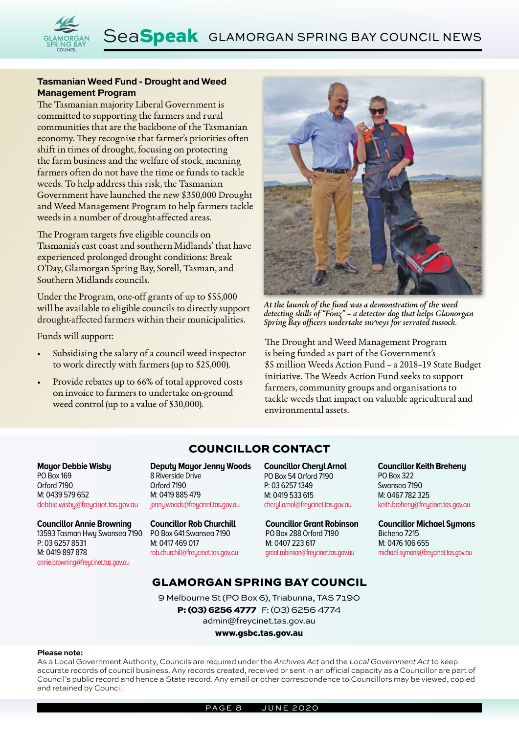### Tasmanian Weed Fund - Drought and Weed Management Program

The Tasmanian majority Liberal Government is committed to supporting the farmers and rural communities that are the backbone of the Tasmanian economy. They recognise that farmer's priorities often shift in times of drought, focusing on protecting the farm business and the welfare of stock, meaning farmers often do not have the time or funds to tackle weeds. To help address this risk, the Tasmanian Government have launched the new $350,000 Drought and Weed Management Program to help farmers tackle weeds in a number of drought-affected areas.

The Program targets five eligible councils on Tasmania's east coast and southern Midlands' that have experienced prolonged drought conditions: Break O'Day, Glamorgan Spring Bay, Sorell, Tasman, and Southern Midlands councils.

Under the Program, one-off grants of up to $55,000 will be available to eligible councils to directly support drought-affected farmers within their municipalities.

Funds will support:

- Subsidising the salary of a council weed inspector to work directly with farmers (up to $25,000).
- Provide rebates up to 66% of total approved costs on invoice to farmers to undertake on-ground weed control (up to a value of $30,000).

*At the launch of the fund was a demonstration of the weed detecting skills of "Fonz" – a detector dog that helps Glamorgan Spring Bay officers undertake surveys for serrated tussock.*

The Drought and Weed Management Program is being funded as part of the Government's $5 million Weeds Action Fund – a 2018–19 State Budget initiative. The Weeds Action Fund seeks to support farmers, community groups and organisations to tackle weeds that impact on valuable agricultural and environmental assets.

## COUNCILLOR CONTACT

**Mayor Debbie Wisby**
PO Box 169
Orford 7190
M: 0439 579 652
debbie.wisby@freycinet.tas.gov.au

**Deputy Mayor Jenny Woods**
8 Riverside Drive
Orford 7190
M: 0419 885 479
jenny.woods@freycinet.tas.gov.au

**Councillor Cheryl Arnol**
PO Box 54 Orford 7190
P: 03 6257 1349
M: 0419 533 615
cheryl.arnol@freycinet.tas.gov.au

**Councillor Keith Breheny**
PO Box 322
Swansea 7190
M: 0467 782 325
keith.breheny@freycinet.tas.gov.au

**Councillor Annie Browning**
13593 Tasman Hwy Swansea 7190
P: 03 6257 8531
M: 0419 897 878
annie.browning@freycinet.tas.gov.au

**Councillor Rob Churchill**
PO Box 641 Swansea 7190
M: 0417 469 017
rob.churchill@freycinet.tas.gov.au

**Councillor Grant Robinson**
PO Box 288 Orford 7190
M: 0407 223 617
grant.robinson@freycinet.tas.gov.au

**Councillor Michael Symons**
Bicheno 7215
M: 0476 106 655
michael.symons@freycinet.tas.gov.au

## GLAMORGAN SPRING BAY COUNCIL

9 Melbourne St (PO Box 6), Triabunna, TAS 7190
**P: (03) 6256 4777** F: (03) 6256 4774
admin@freycinet.tas.gov.au
**www.gsbc.tas.gov.au**

**Please note:**
As a Local Government Authority, Councils are required under the *Archives Act* and the *Local Government Act* to keep accurate records of council business. Any records created, received or sent in an official capacity as a Councillor are part of Council's public record and hence a State record. Any email or other correspondence to Councillors may be viewed, copied and retained by Council.